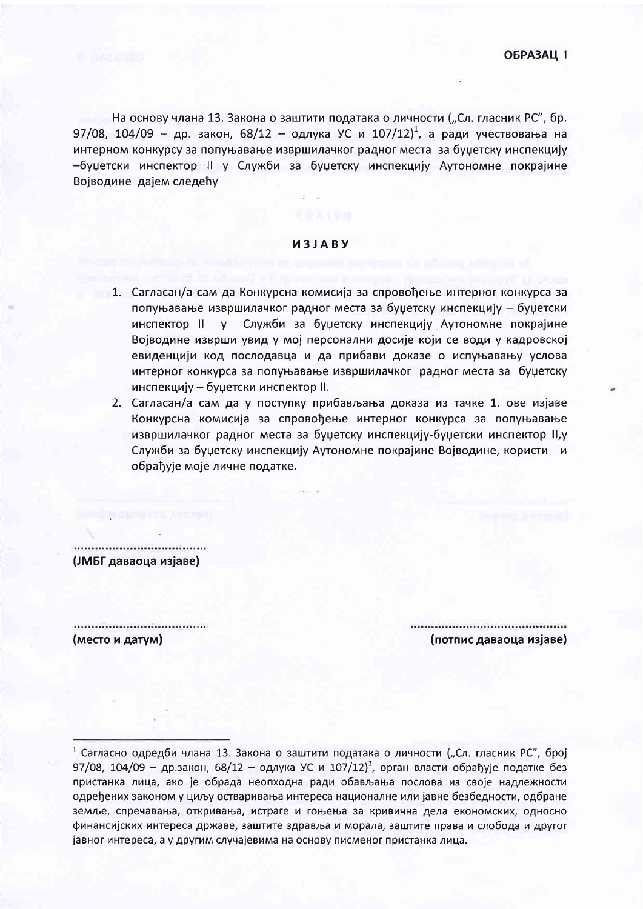**ОБРАЗАЦ I**

На основу члана 13. Закона о заштити података о личности („Сл. гласник РС", бр. 97/08, 104/09 – др. закон, 68/12 – одлука УС и 107/12)[1], а ради учествовања на интерном конкурсу за попуњавање извршилачког радног места за буџетску инспекцију –буџетски инспектор II у Служби за буџетску инспекцију Аутономне покрајине Војводине дајем следећу

## ИЗЈАВУ

1. Сагласан/а сам да Конкурсна комисија за спровођење интерног конкурса за попуњавање извршилачког радног места за буџетску инспекцију – буџетски инспектор II у Служби за буџетску инспекцију Аутономне покрајине Војводине изврши увид у мој персонални досије који се води у кадровској евиденцији код послодавца и да прибави доказе о испуњавању услова интерног конкурса за попуњавање извршилачког радног места за буџетску инспекцију – буџетски инспектор II.
2. Сагласан/а сам да у поступку прибављања доказа из тачке 1. ове изјаве Конкурсна комисија за спровођење интерног конкурса за попуњавање извршилачког радног места за буџетску инспекцију-буџетски инспектор II,у Служби за буџетску инспекцију Аутономне покрајине Војводине, користи и обрађује моје личне податке.

......................................

**(ЈМБГ даваоца изјаве)**

......................................

**(место и датум)**

..............................................

**(потпис даваоца изјаве)**

---

[1] Сагласно одредби члана 13. Закона о заштити података о личности („Сл. гласник РС", број 97/08, 104/09 – др.закон, 68/12 – одлука УС и 107/12)[1], орган власти обрађује податке без пристанка лица, ако је обрада неопходна ради обављања послова из своје надлежности одређених законом у циљу остваривања интереса националне или јавне безбедности, одбране земље, спречавања, откривања, истраге и гоњења за кривична дела економских, односно финансијских интереса државе, заштите здравља и морала, заштите права и слобода и другог јавног интереса, а у другим случајевима на основу писменог пристанка лица.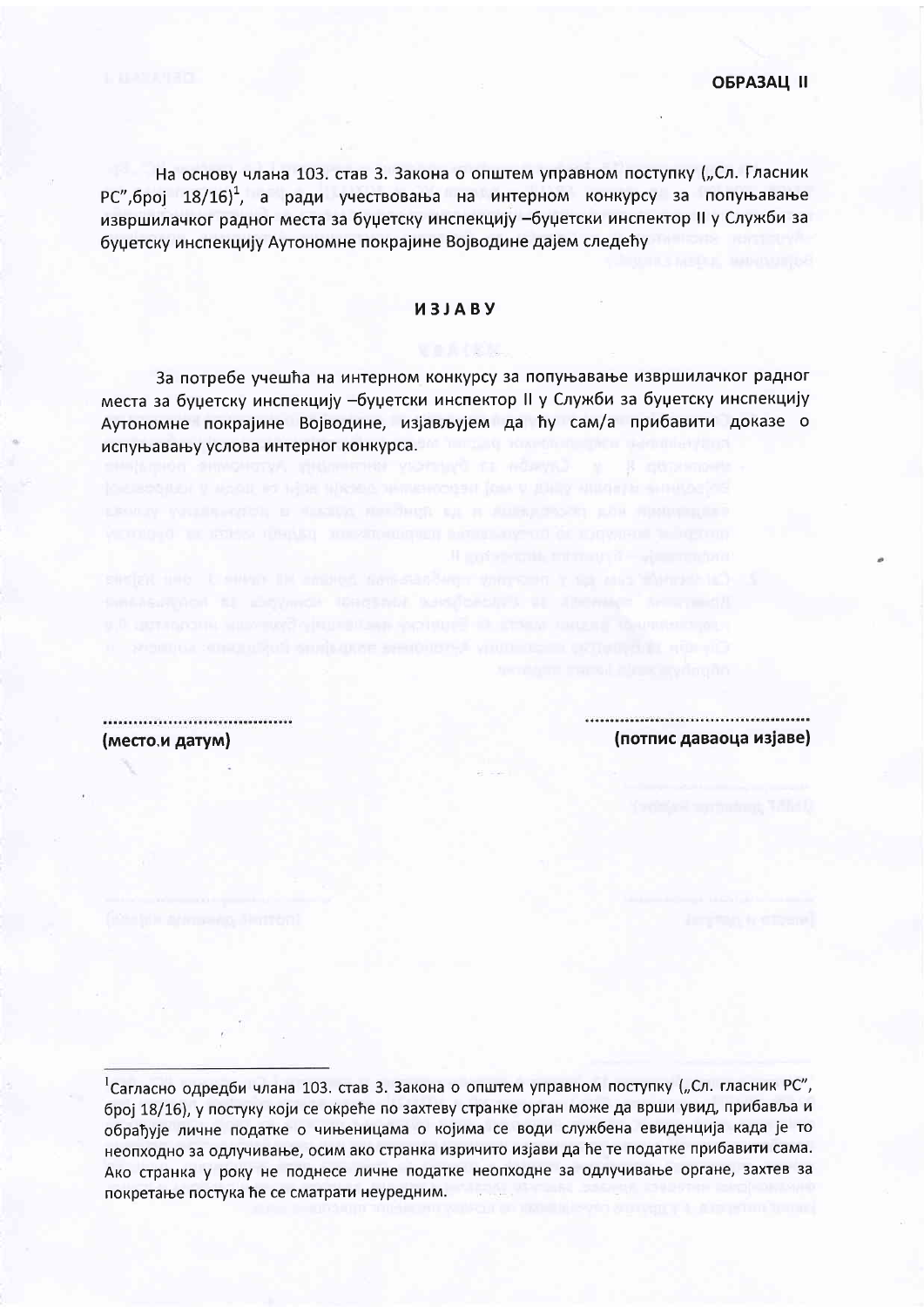**ОБРАЗАЦ II**

На основу члана 103. став 3. Закона о општем управном поступку („Сл. Гласник РС",број 18/16)[1], а ради учествовања на интерном конкурсу за попуњавање извршилачког радног места за буџетску инспекцију –буџетски инспектор II у Служби за буџетску инспекцију Аутономне покрајине Војводине дајем следећу

**ИЗЈАВУ**

За потребе учешћа на интерном конкурсу за попуњавање извршилачког радног места за буџетску инспекцију –буџетски инспектор II у Служби за буџетску инспекцију Аутономне покрајине Војводине, изјављујем да ћу сам/а прибавити доказе о испуњавању услова интерног конкурса.

| | |
|---|---|
| ....................................... | ............................................... |
| **(место и датум)** | **(потпис даваоца изјаве)** |

[1]Сагласно одредби члана 103. став 3. Закона о општем управном поступку („Сл. гласник РС", број 18/16), у постуку који се окреће по захтеву странке орган може да врши увид, прибавља и обрађује личне податке о чињеницама о којима се води службена евиденција када је то неопходно за одлучивање, осим ако странка изричито изјави да ће те податке прибавити сама. Ако странка у року не поднесе личне податке неопходне за одлучивање органе, захтев за покретање постука ће се сматрати неуредним.